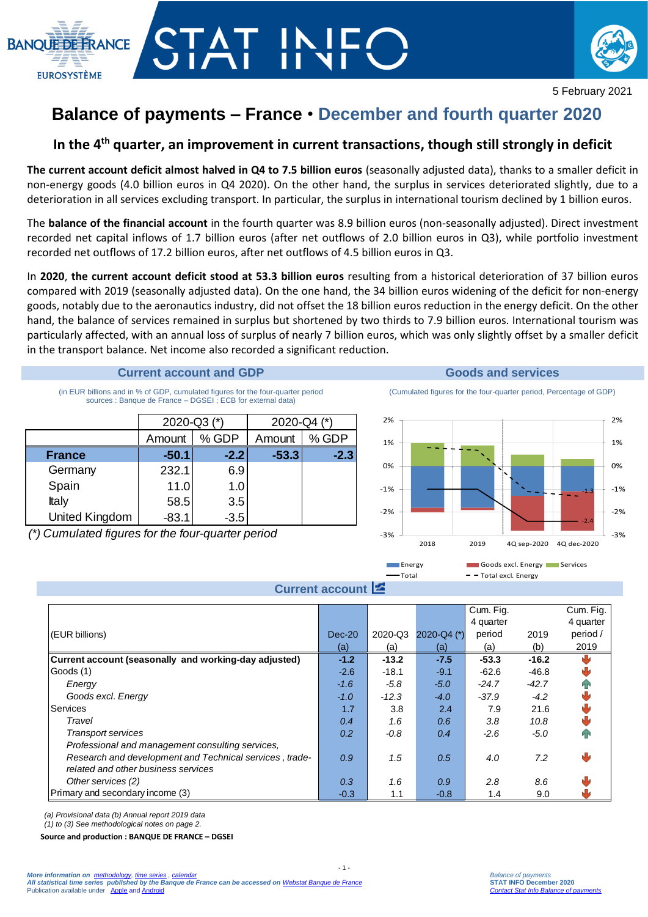BANQUE DE FRANCE
EUROSYSTÈME

# STAT INFO

5 February 2021

# Balance of payments – France • December and fourth quarter 2020

## In the 4th quarter, an improvement in current transactions, though still strongly in deficit

**The current account deficit almost halved in Q4 to 7.5 billion euros** (seasonally adjusted data), thanks to a smaller deficit in non-energy goods (4.0 billion euros in Q4 2020). On the other hand, the surplus in services deteriorated slightly, due to a deterioration in all services excluding transport. In particular, the surplus in international tourism declined by 1 billion euros.

The **balance of the financial account** in the fourth quarter was 8.9 billion euros (non-seasonally adjusted). Direct investment recorded net capital inflows of 1.7 billion euros (after net outflows of 2.0 billion euros in Q3), while portfolio investment recorded net outflows of 17.2 billion euros, after net outflows of 4.5 billion euros in Q3.

In **2020**, **the current account deficit stood at 53.3 billion euros** resulting from a historical deterioration of 37 billion euros compared with 2019 (seasonally adjusted data). On the one hand, the 34 billion euros widening of the deficit for non-energy goods, notably due to the aeronautics industry, did not offset the 18 billion euros reduction in the energy deficit. On the other hand, the balance of services remained in surplus but shortened by two thirds to 7.9 billion euros. International tourism was particularly affected, with an annual loss of surplus of nearly 7 billion euros, which was only slightly offset by a smaller deficit in the transport balance. Net income also recorded a significant reduction.

### Current account and GDP

(in EUR billions and in % of GDP, cumulated figures for the four-quarter period
sources : Banque de France – DGSEI ; ECB for external data)

| | 2020-Q3 (*) | | 2020-Q4 (*) | |
|---|---|---|---|---|
| | Amount | % GDP | Amount | % GDP |
| **France** | **-50.1** | **-2.2** | **-53.3** | **-2.3** |
| Germany | 232.1 | 6.9 | | |
| Spain | 11.0 | 1.0 | | |
| Italy | 58.5 | 3.5 | | |
| United Kingdom | -83.1 | -3.5 | | |

*(*) Cumulated figures for the four-quarter period*

### Goods and services

(Cumulated figures for the four-quarter period, Percentage of GDP)

Chart: 2018, 2019, 4Q sep-2020, 4Q dec-2020 — Energy, Goods excl. Energy, Services, Total, Total excl. Energy (values shown: -1.3, -2.4)

### Current account

| (EUR billions) | Dec-20 (a) | 2020-Q3 (a) | 2020-Q4 (*) (a) | Cum. Fig. 4 quarter period (a) | 2019 (b) | Cum. Fig. 4 quarter period / 2019 |
|---|---|---|---|---|---|---|
| **Current account (seasonally and working-day adjusted)** | **-1.2** | **-13.2** | **-7.5** | **-53.3** | **-16.2** | ↓ |
| Goods (1) | -2.6 | -18.1 | -9.1 | -62.6 | -46.8 | ↓ |
| *Energy* | *-1.6* | *-5.8* | *-5.0* | *-24.7* | *-42.7* | ↑ |
| *Goods excl. Energy* | *-1.0* | *-12.3* | *-4.0* | *-37.9* | *-4.2* | ↓ |
| Services | 1.7 | 3.8 | 2.4 | 7.9 | 21.6 | ↓ |
| *Travel* | *0.4* | *1.6* | *0.6* | *3.8* | *10.8* | ↓ |
| *Transport services* | *0.2* | *-0.8* | *0.4* | *-2.6* | *-5.0* | ↑ |
| *Professional and management consulting services, Research and development and Technical services , trade-related and other business services* | *0.9* | *1.5* | *0.5* | *4.0* | *7.2* | ↓ |
| *Other services (2)* | *0.3* | *1.6* | *0.9* | *2.8* | *8.6* | ↓ |
| Primary and secondary income (3) | -0.3 | 1.1 | -0.8 | 1.4 | 9.0 | ↓ |

*(a) Provisional data (b) Annual report 2019 data*
*(1) to (3) See methodological notes on page 2.*

**Source and production : BANQUE DE FRANCE – DGSEI**

*More information on methodology, time series , calendar*
*All statistical time series published by the Banque de France can be accessed on Webstat Banque de France*
Publication available under Apple and Android

*Balance of payments*
**STAT INFO December 2020**
*Contact Stat Info Balance of payments*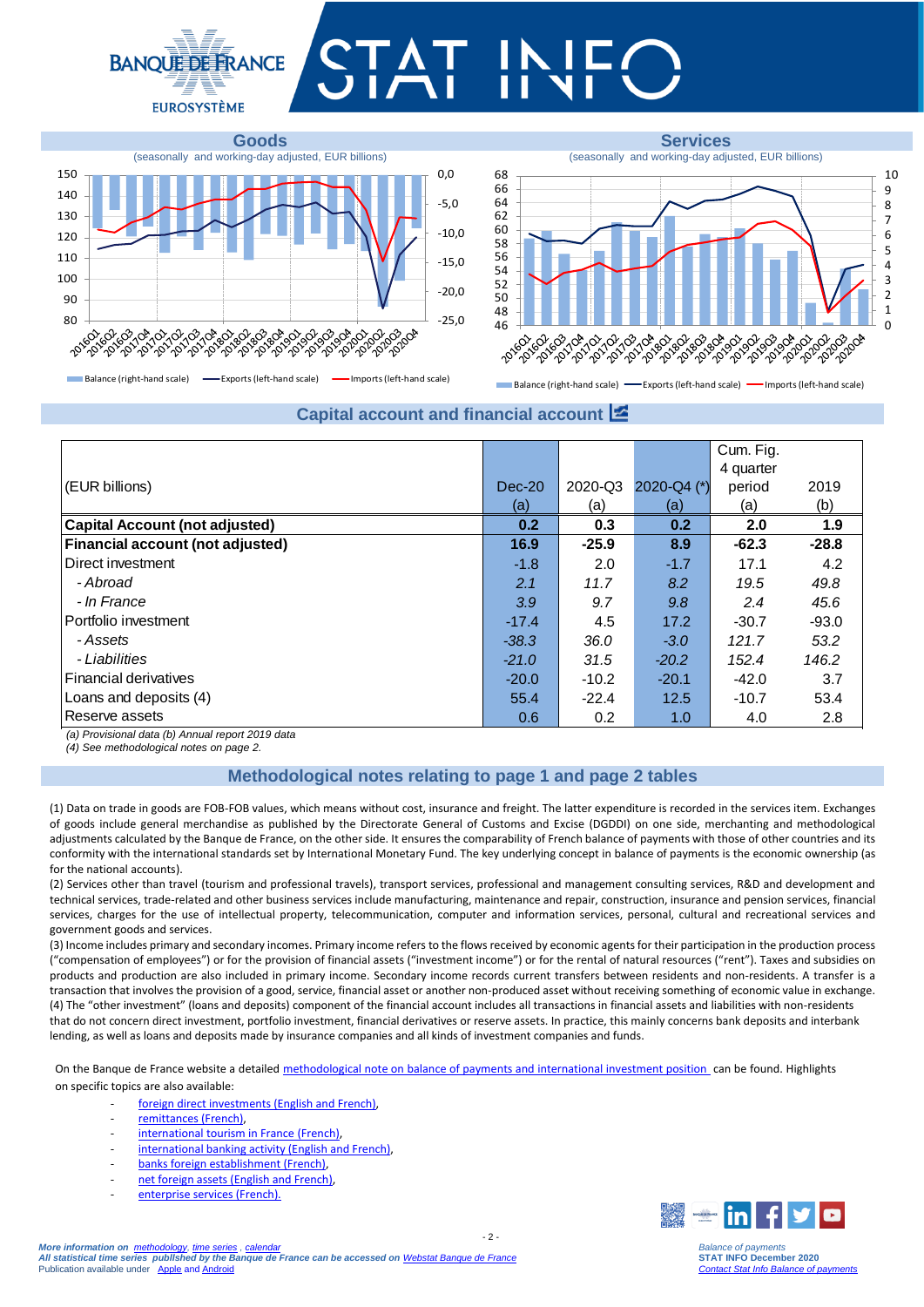## Goods

(seasonally and working-day adjusted, EUR billions)

150, 140, 130, 120, 110, 100, 90, 80
0,0, -5,0, -10,0, -15,0, -20,0, -25,0

2016Q1 2016Q2 2016Q3 2016Q4 2017Q1 2017Q2 2017Q3 2017Q4 2018Q1 2018Q2 2018Q3 2018Q4 2019Q1 2019Q2 2019Q3 2019Q4 2020Q1 2020Q2 2020Q3 2020Q4

Balance (right-hand scale) — Exports (left-hand scale) — Imports (left-hand scale)

## Services

(seasonally and working-day adjusted, EUR billions)

68, 66, 64, 62, 60, 58, 56, 54, 52, 50, 48, 46
10, 9, 8, 7, 6, 5, 4, 3, 2, 1, 0

2016Q1 2016Q2 2016Q3 2016Q4 2017Q1 2017Q2 2017Q3 2017Q4 2018Q1 2018Q2 2018Q3 2018Q4 2019Q1 2019Q2 2019Q3 2019Q4 2020Q1 2020Q2 2020Q3 2020Q4

Balance (right-hand scale) — Exports (left-hand scale) — Imports (left-hand scale)

## Capital account and financial account

| (EUR billions) | Dec-20 (a) | 2020-Q3 (a) | 2020-Q4 (*) (a) | Cum. Fig. 4 quarter period (a) | 2019 (b) |
|---|---|---|---|---|---|
| **Capital Account (not adjusted)** | **0.2** | **0.3** | **0.2** | **2.0** | **1.9** |
| **Financial account (not adjusted)** | **16.9** | **-25.9** | **8.9** | **-62.3** | **-28.8** |
| Direct investment | -1.8 | 2.0 | -1.7 | 17.1 | 4.2 |
| *- Abroad* | *2.1* | *11.7* | *8.2* | *19.5* | *49.8* |
| *- In France* | *3.9* | *9.7* | *9.8* | *2.4* | *45.6* |
| Portfolio investment | -17.4 | 4.5 | 17.2 | -30.7 | -93.0 |
| *- Assets* | *-38.3* | *36.0* | *-3.0* | *121.7* | *53.2* |
| *- Liabilities* | *-21.0* | *31.5* | *-20.2* | *152.4* | *146.2* |
| Financial derivatives | -20.0 | -10.2 | -20.1 | -42.0 | 3.7 |
| Loans and deposits (4) | 55.4 | -22.4 | 12.5 | -10.7 | 53.4 |
| Reserve assets | 0.6 | 0.2 | 1.0 | 4.0 | 2.8 |

*(a) Provisional data (b) Annual report 2019 data*
*(4) See methodological notes on page 2.*

## Methodological notes relating to page 1 and page 2 tables

(1) Data on trade in goods are FOB-FOB values, which means without cost, insurance and freight. The latter expenditure is recorded in the services item. Exchanges of goods include general merchandise as published by the Directorate General of Customs and Excise (DGDDI) on one side, merchanting and methodological adjustments calculated by the Banque de France, on the other side. It ensures the comparability of French balance of payments with those of other countries and its conformity with the international standards set by International Monetary Fund. The key underlying concept in balance of payments is the economic ownership (as for the national accounts).

(2) Services other than travel (tourism and professional travels), transport services, professional and management consulting services, R&D and development and technical services, trade-related and other business services include manufacturing, maintenance and repair, construction, insurance and pension services, financial services, charges for the use of intellectual property, telecommunication, computer and information services, personal, cultural and recreational services and government goods and services.

(3) Income includes primary and secondary incomes. Primary income refers to the flows received by economic agents for their participation in the production process ("compensation of employees") or for the provision of financial assets ("investment income") or for the rental of natural resources ("rent"). Taxes and subsidies on products and production are also included in primary income. Secondary income records current transfers between residents and non-residents. A transfer is a transaction that involves the provision of a good, service, financial asset or another non-produced asset without receiving something of economic value in exchange.

(4) The "other investment" (loans and deposits) component of the financial account includes all transactions in financial assets and liabilities with non-residents that do not concern direct investment, portfolio investment, financial derivatives or reserve assets. In practice, this mainly concerns bank deposits and interbank lending, as well as loans and deposits made by insurance companies and all kinds of investment companies and funds.

On the Banque de France website a detailed methodological note on balance of payments and international investment position can be found. Highlights on specific topics are also available:

- foreign direct investments (English and French),
- remittances (French),
- international tourism in France (French),
- international banking activity (English and French),
- banks foreign establishment (French),
- net foreign assets (English and French),
- enterprise services (French).

*More information on methodology, time series, calendar*
*All statistical time series published by the Banque de France can be accessed on Webstat Banque de France*
Publication available under Apple and Android

*Balance of payments*
**STAT INFO December 2020**
*Contact Stat Info Balance of payments*